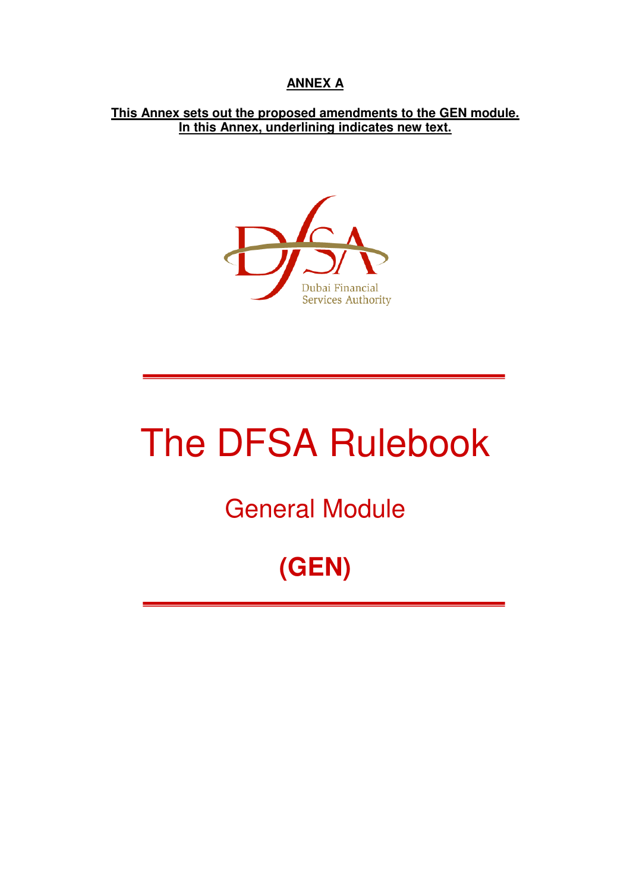**ANNEX A**

**This Annex sets out the proposed amendments to the GEN module.**
**In this Annex, underlining indicates new text.**

Dubai Financial Services Authority

# The DFSA Rulebook

## General Module

## (GEN)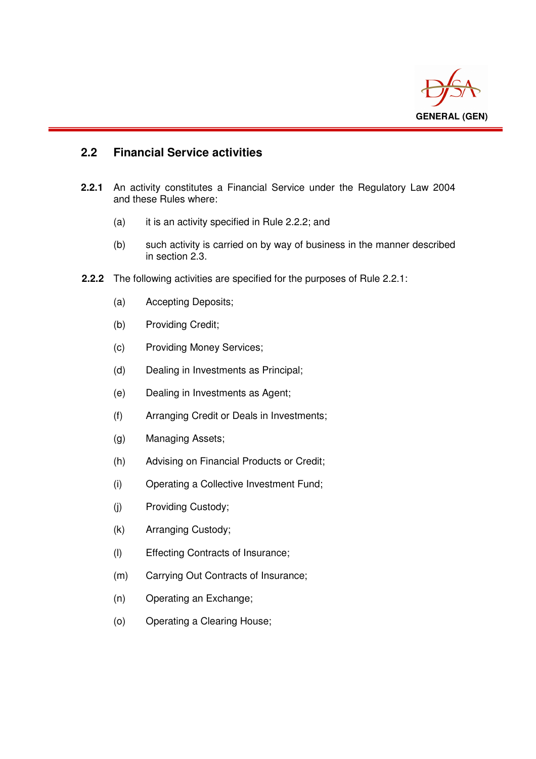## 2.2 Financial Service activities

**2.2.1** An activity constitutes a Financial Service under the Regulatory Law 2004 and these Rules where:

(a) it is an activity specified in Rule 2.2.2; and

(b) such activity is carried on by way of business in the manner described in section 2.3.

**2.2.2** The following activities are specified for the purposes of Rule 2.2.1:

(a) Accepting Deposits;

(b) Providing Credit;

(c) Providing Money Services;

(d) Dealing in Investments as Principal;

(e) Dealing in Investments as Agent;

(f) Arranging Credit or Deals in Investments;

(g) Managing Assets;

(h) Advising on Financial Products or Credit;

(i) Operating a Collective Investment Fund;

(j) Providing Custody;

(k) Arranging Custody;

(l) Effecting Contracts of Insurance;

(m) Carrying Out Contracts of Insurance;

(n) Operating an Exchange;

(o) Operating a Clearing House;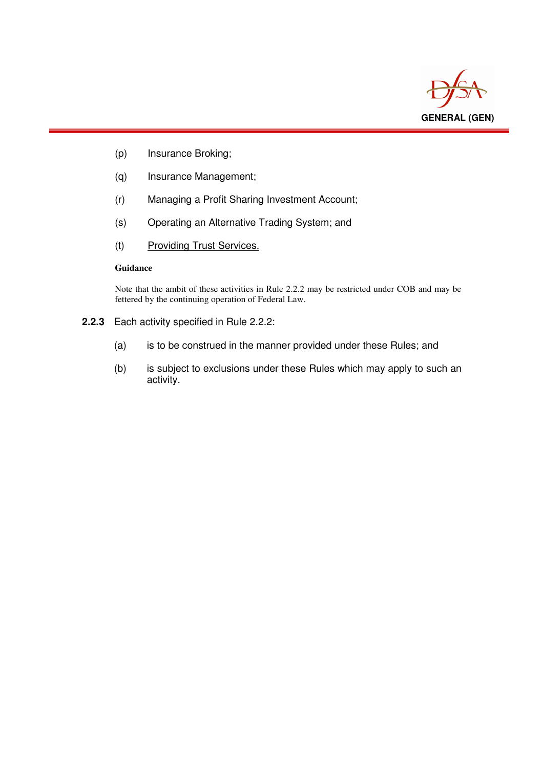(p) Insurance Broking;

(q) Insurance Management;

(r) Managing a Profit Sharing Investment Account;

(s) Operating an Alternative Trading System; and

(t) <u>Providing Trust Services.</u>

**Guidance**

Note that the ambit of these activities in Rule 2.2.2 may be restricted under COB and may be fettered by the continuing operation of Federal Law.

**2.2.3** Each activity specified in Rule 2.2.2:

(a) is to be construed in the manner provided under these Rules; and

(b) is subject to exclusions under these Rules which may apply to such an activity.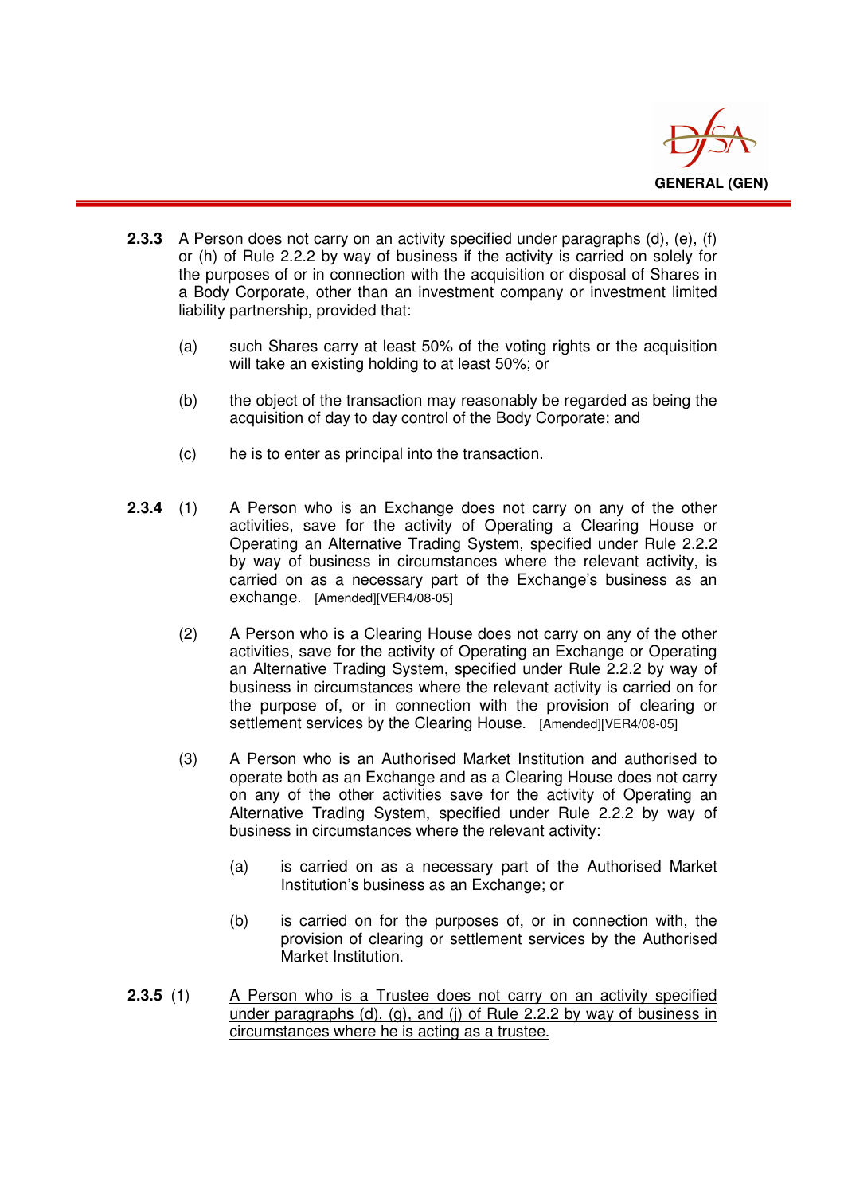**2.3.3** A Person does not carry on an activity specified under paragraphs (d), (e), (f) or (h) of Rule 2.2.2 by way of business if the activity is carried on solely for the purposes of or in connection with the acquisition or disposal of Shares in a Body Corporate, other than an investment company or investment limited liability partnership, provided that:

(a) such Shares carry at least 50% of the voting rights or the acquisition will take an existing holding to at least 50%; or

(b) the object of the transaction may reasonably be regarded as being the acquisition of day to day control of the Body Corporate; and

(c) he is to enter as principal into the transaction.

**2.3.4** (1) A Person who is an Exchange does not carry on any of the other activities, save for the activity of Operating a Clearing House or Operating an Alternative Trading System, specified under Rule 2.2.2 by way of business in circumstances where the relevant activity, is carried on as a necessary part of the Exchange's business as an exchange. [Amended][VER4/08-05]

(2) A Person who is a Clearing House does not carry on any of the other activities, save for the activity of Operating an Exchange or Operating an Alternative Trading System, specified under Rule 2.2.2 by way of business in circumstances where the relevant activity is carried on for the purpose of, or in connection with the provision of clearing or settlement services by the Clearing House. [Amended][VER4/08-05]

(3) A Person who is an Authorised Market Institution and authorised to operate both as an Exchange and as a Clearing House does not carry on any of the other activities save for the activity of Operating an Alternative Trading System, specified under Rule 2.2.2 by way of business in circumstances where the relevant activity:

(a) is carried on as a necessary part of the Authorised Market Institution's business as an Exchange; or

(b) is carried on for the purposes of, or in connection with, the provision of clearing or settlement services by the Authorised Market Institution.

**2.3.5** (1) <u>A Person who is a Trustee does not carry on an activity specified under paragraphs (d), (g), and (j) of Rule 2.2.2 by way of business in circumstances where he is acting as a trustee.</u>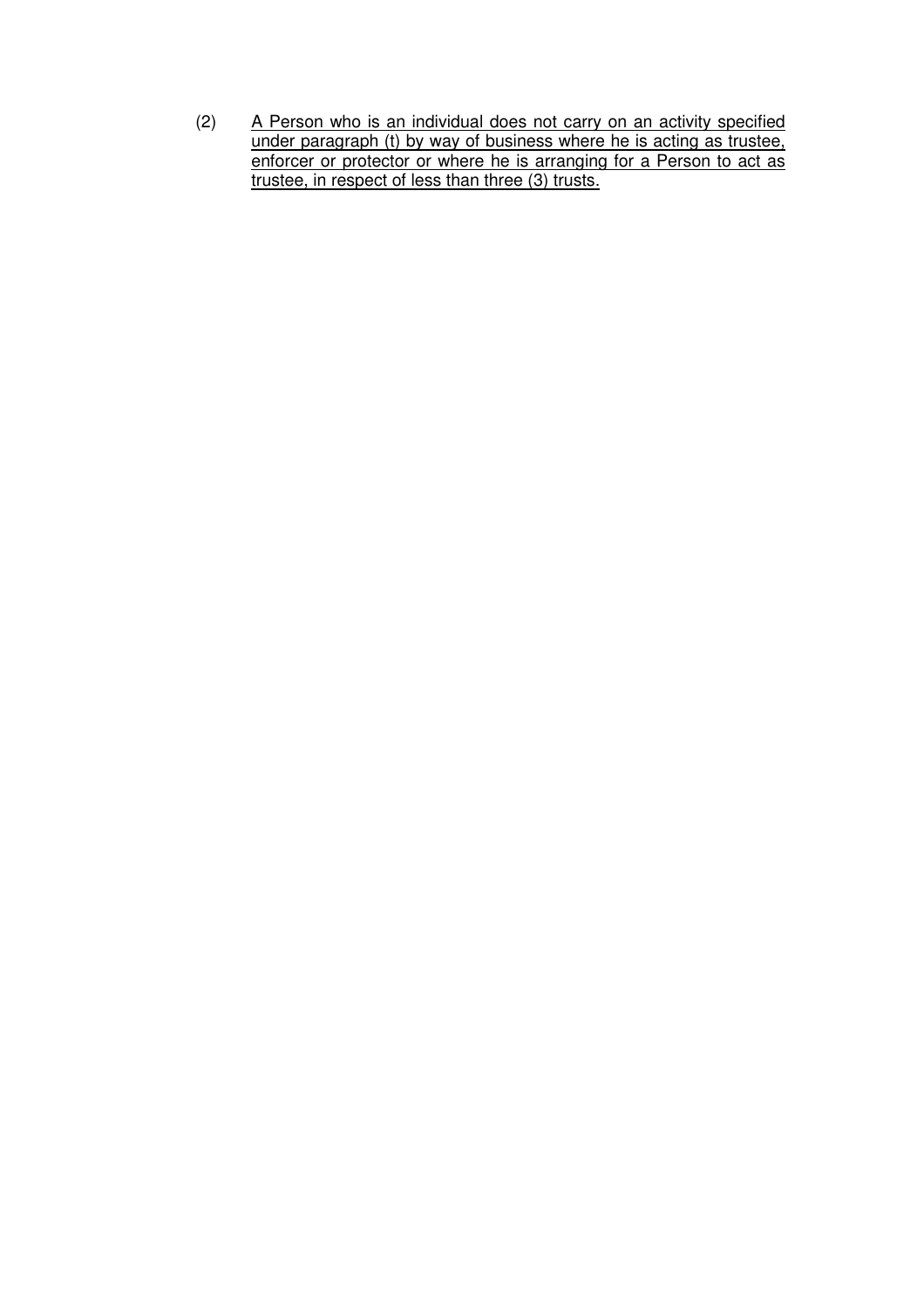(2) <u>A Person who is an individual does not carry on an activity specified under paragraph (t) by way of business where he is acting as trustee, enforcer or protector or where he is arranging for a Person to act as trustee, in respect of less than three (3) trusts.</u>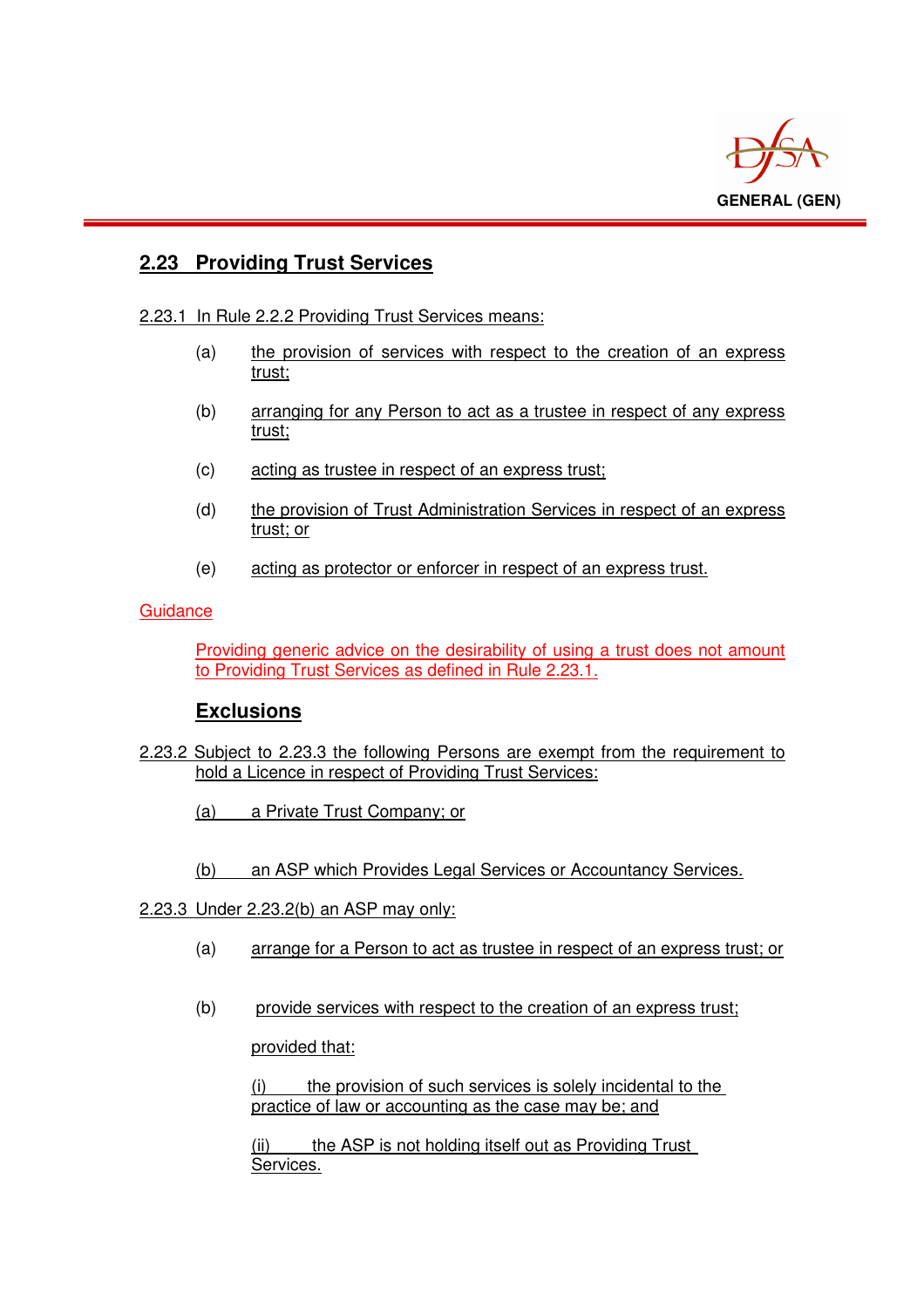## 2.23 Providing Trust Services

2.23.1 In Rule 2.2.2 Providing Trust Services means:

(a) the provision of services with respect to the creation of an express trust;

(b) arranging for any Person to act as a trustee in respect of any express trust;

(c) acting as trustee in respect of an express trust;

(d) the provision of Trust Administration Services in respect of an express trust; or

(e) acting as protector or enforcer in respect of an express trust.

Guidance

Providing generic advice on the desirability of using a trust does not amount to Providing Trust Services as defined in Rule 2.23.1.

### Exclusions

2.23.2 Subject to 2.23.3 the following Persons are exempt from the requirement to hold a Licence in respect of Providing Trust Services:

(a) a Private Trust Company; or

(b) an ASP which Provides Legal Services or Accountancy Services.

2.23.3 Under 2.23.2(b) an ASP may only:

(a) arrange for a Person to act as trustee in respect of an express trust; or

(b) provide services with respect to the creation of an express trust;

provided that:

(i) the provision of such services is solely incidental to the practice of law or accounting as the case may be; and

(ii) the ASP is not holding itself out as Providing Trust Services.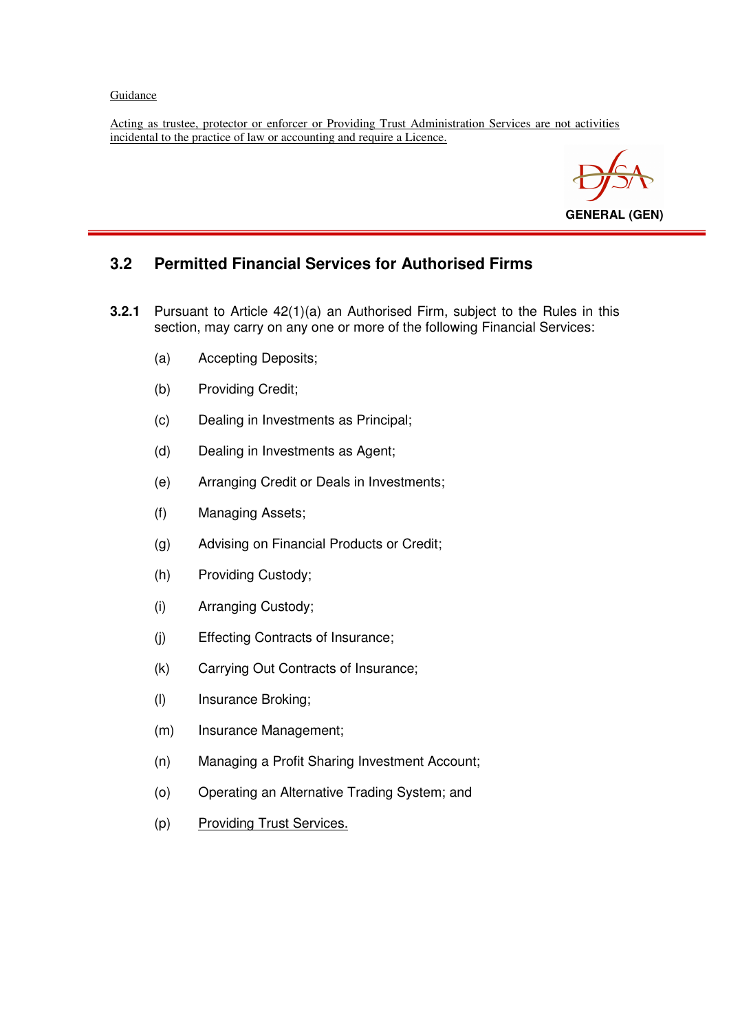<u>Guidance</u>

<u>Acting as trustee, protector or enforcer or Providing Trust Administration Services are not activities incidental to the practice of law or accounting and require a Licence.</u>

## 3.2 Permitted Financial Services for Authorised Firms

**3.2.1** Pursuant to Article 42(1)(a) an Authorised Firm, subject to the Rules in this section, may carry on any one or more of the following Financial Services:

(a) Accepting Deposits;

(b) Providing Credit;

(c) Dealing in Investments as Principal;

(d) Dealing in Investments as Agent;

(e) Arranging Credit or Deals in Investments;

(f) Managing Assets;

(g) Advising on Financial Products or Credit;

(h) Providing Custody;

(i) Arranging Custody;

(j) Effecting Contracts of Insurance;

(k) Carrying Out Contracts of Insurance;

(l) Insurance Broking;

(m) Insurance Management;

(n) Managing a Profit Sharing Investment Account;

(o) Operating an Alternative Trading System; and

(p) <u>Providing Trust Services.</u>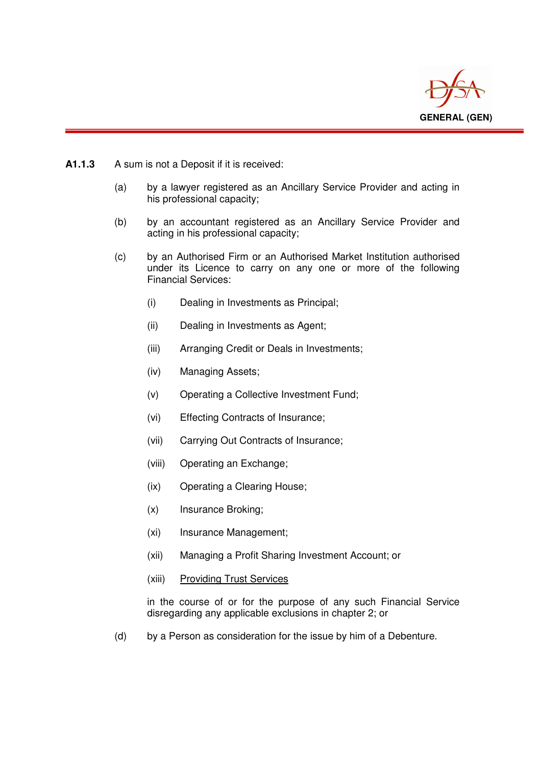**A1.1.3** A sum is not a Deposit if it is received:

(a) by a lawyer registered as an Ancillary Service Provider and acting in his professional capacity;

(b) by an accountant registered as an Ancillary Service Provider and acting in his professional capacity;

(c) by an Authorised Firm or an Authorised Market Institution authorised under its Licence to carry on any one or more of the following Financial Services:

(i) Dealing in Investments as Principal;

(ii) Dealing in Investments as Agent;

(iii) Arranging Credit or Deals in Investments;

(iv) Managing Assets;

(v) Operating a Collective Investment Fund;

(vi) Effecting Contracts of Insurance;

(vii) Carrying Out Contracts of Insurance;

(viii) Operating an Exchange;

(ix) Operating a Clearing House;

(x) Insurance Broking;

(xi) Insurance Management;

(xii) Managing a Profit Sharing Investment Account; or

(xiii) Providing Trust Services

in the course of or for the purpose of any such Financial Service disregarding any applicable exclusions in chapter 2; or

(d) by a Person as consideration for the issue by him of a Debenture.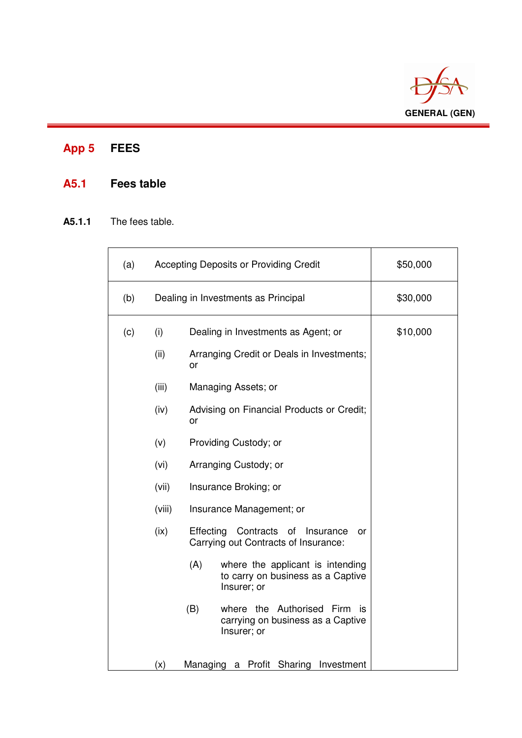# App 5 FEES

## A5.1 Fees table

**A5.1.1** The fees table.

| | | |
|---|---|---|
| (a) | Accepting Deposits or Providing Credit | $50,000 |
| (b) | Dealing in Investments as Principal | $30,000 |
| (c) | (i) Dealing in Investments as Agent; or<br><br>(ii) Arranging Credit or Deals in Investments; or<br><br>(iii) Managing Assets; or<br><br>(iv) Advising on Financial Products or Credit; or<br><br>(v) Providing Custody; or<br><br>(vi) Arranging Custody; or<br><br>(vii) Insurance Broking; or<br><br>(viii) Insurance Management; or<br><br>(ix) Effecting Contracts of Insurance or Carrying out Contracts of Insurance:<br><br>(A) where the applicant is intending to carry on business as a Captive Insurer; or<br><br>(B) where the Authorised Firm is carrying on business as a Captive Insurer; or<br><br>(x) Managing a Profit Sharing Investment | $10,000 |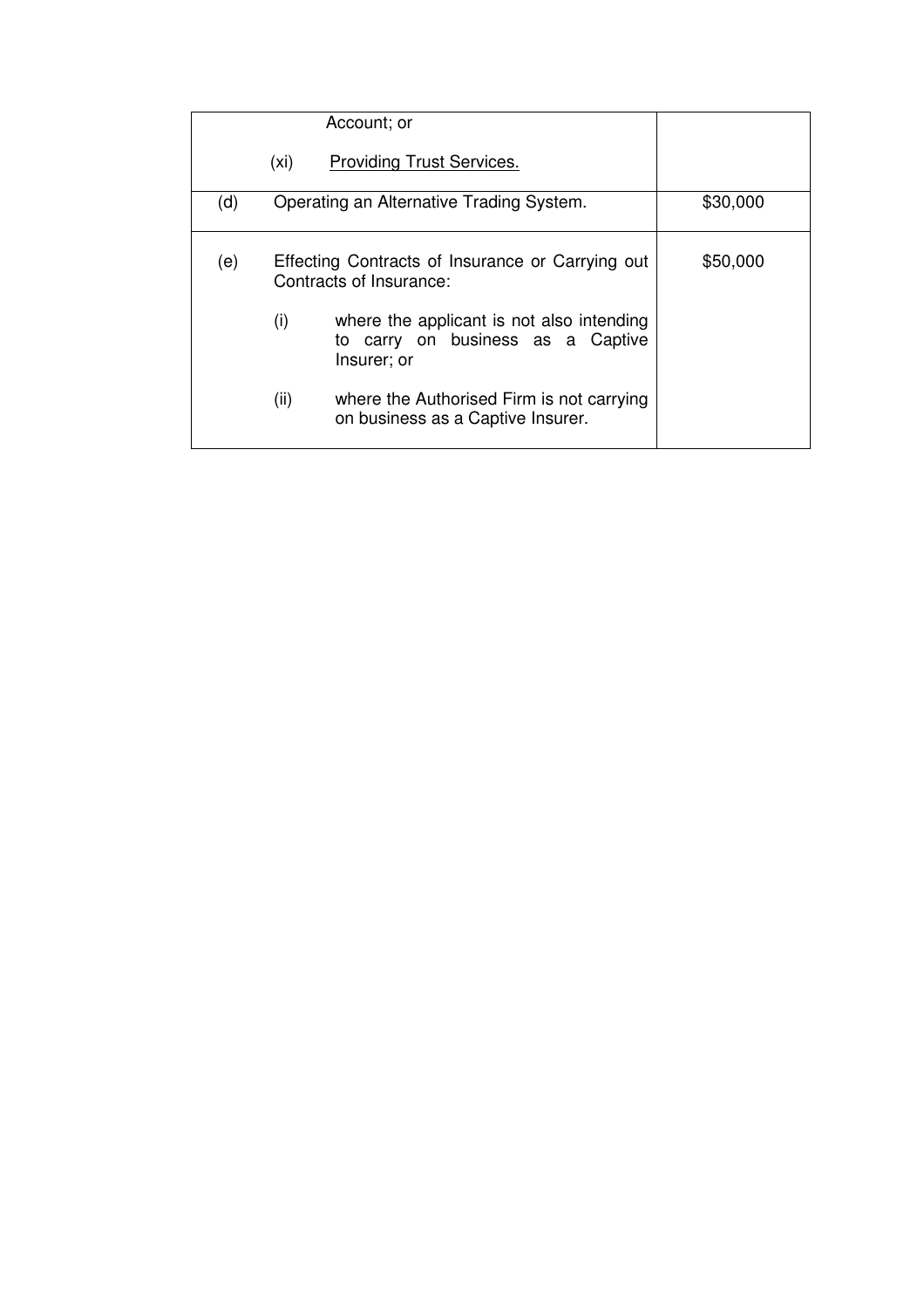| | | |
|---|---|---|
| | Account; or<br><br>(xi) Providing Trust Services. | |
| (d) | Operating an Alternative Trading System. | $30,000 |
| (e) | Effecting Contracts of Insurance or Carrying out Contracts of Insurance:<br><br>(i) where the applicant is not also intending to carry on business as a Captive Insurer; or<br><br>(ii) where the Authorised Firm is not carrying on business as a Captive Insurer. | $50,000 |